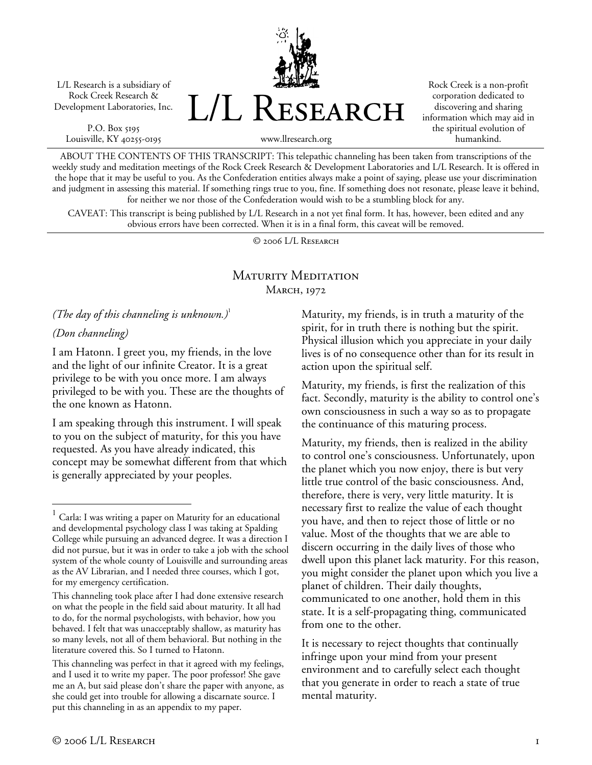L/L Research is a subsidiary of Rock Creek Research & Development Laboratories, Inc.

P.O. Box 5195
Louisville, KY 40255-0195

# L/L Research

www.llresearch.org

Rock Creek is a non-profit corporation dedicated to discovering and sharing information which may aid in the spiritual evolution of humankind.

ABOUT THE CONTENTS OF THIS TRANSCRIPT: This telepathic channeling has been taken from transcriptions of the weekly study and meditation meetings of the Rock Creek Research & Development Laboratories and L/L Research. It is offered in the hope that it may be useful to you. As the Confederation entities always make a point of saying, please use your discrimination and judgment in assessing this material. If something rings true to you, fine. If something does not resonate, please leave it behind, for neither we nor those of the Confederation would wish to be a stumbling block for any.

CAVEAT: This transcript is being published by L/L Research in a not yet final form. It has, however, been edited and any obvious errors have been corrected. When it is in a final form, this caveat will be removed.

© 2006 L/L Research

## Maturity Meditation
### March, 1972

*(The day of this channeling is unknown.)*[1]

*(Don channeling)*

I am Hatonn. I greet you, my friends, in the love and the light of our infinite Creator. It is a great privilege to be with you once more. I am always privileged to be with you. These are the thoughts of the one known as Hatonn.

I am speaking through this instrument. I will speak to you on the subject of maturity, for this you have requested. As you have already indicated, this concept may be somewhat different from that which is generally appreciated by your peoples.

Maturity, my friends, is in truth a maturity of the spirit, for in truth there is nothing but the spirit. Physical illusion which you appreciate in your daily lives is of no consequence other than for its result in action upon the spiritual self.

Maturity, my friends, is first the realization of this fact. Secondly, maturity is the ability to control one's own consciousness in such a way so as to propagate the continuance of this maturing process.

Maturity, my friends, then is realized in the ability to control one's consciousness. Unfortunately, upon the planet which you now enjoy, there is but very little true control of the basic consciousness. And, therefore, there is very, very little maturity. It is necessary first to realize the value of each thought you have, and then to reject those of little or no value. Most of the thoughts that we are able to discern occurring in the daily lives of those who dwell upon this planet lack maturity. For this reason, you might consider the planet upon which you live a planet of children. Their daily thoughts, communicated to one another, hold them in this state. It is a self-propagating thing, communicated from one to the other.

It is necessary to reject thoughts that continually infringe upon your mind from your present environment and to carefully select each thought that you generate in order to reach a state of true mental maturity.

---

[1] Carla: I was writing a paper on Maturity for an educational and developmental psychology class I was taking at Spalding College while pursuing an advanced degree. It was a direction I did not pursue, but it was in order to take a job with the school system of the whole county of Louisville and surrounding areas as the AV Librarian, and I needed three courses, which I got, for my emergency certification.

This channeling took place after I had done extensive research on what the people in the field said about maturity. It all had to do, for the normal psychologists, with behavior, how you behaved. I felt that was unacceptably shallow, as maturity has so many levels, not all of them behavioral. But nothing in the literature covered this. So I turned to Hatonn.

This channeling was perfect in that it agreed with my feelings, and I used it to write my paper. The poor professor! She gave me an A, but said please don't share the paper with anyone, as she could get into trouble for allowing a discarnate source. I put this channeling in as an appendix to my paper.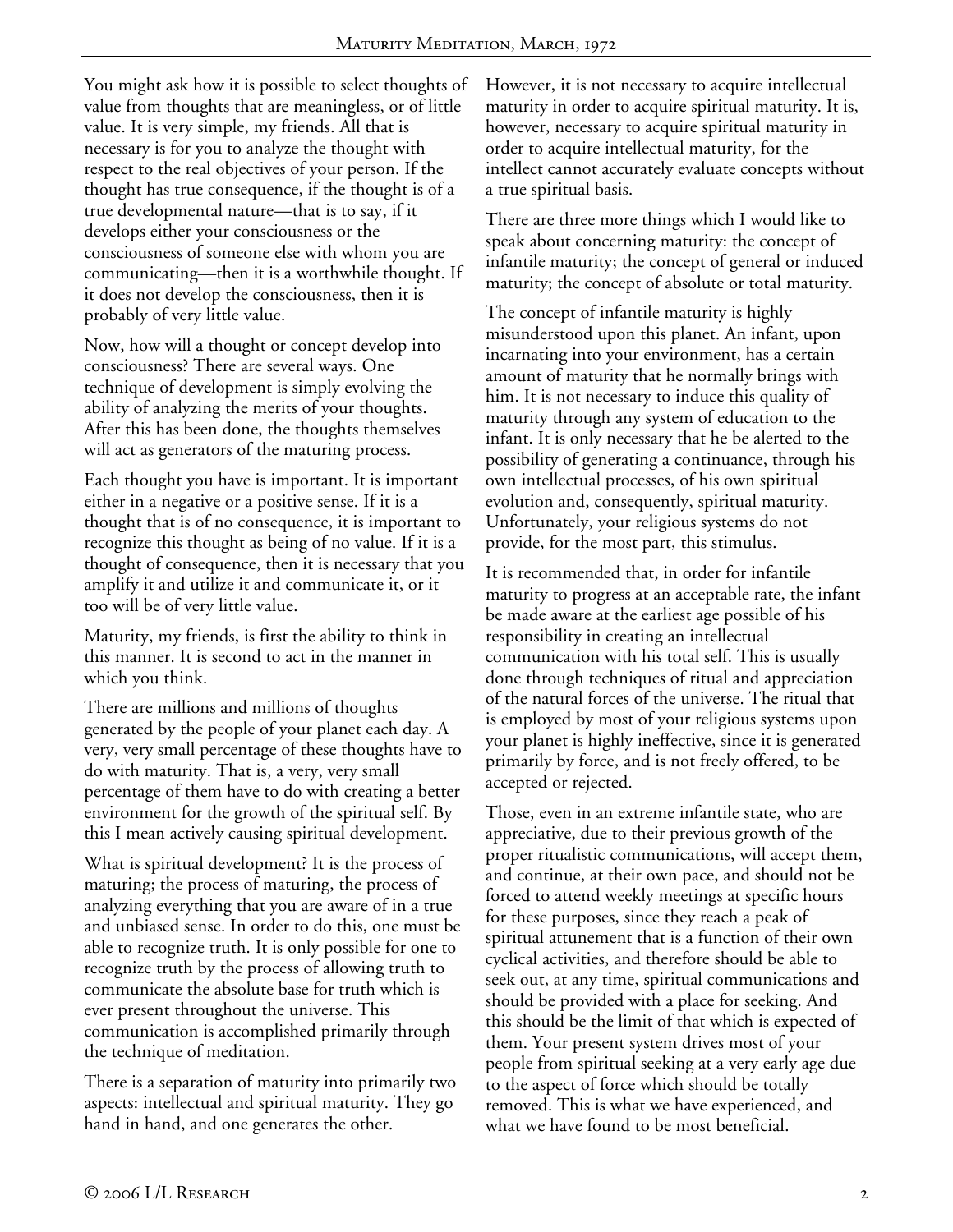You might ask how it is possible to select thoughts of value from thoughts that are meaningless, or of little value. It is very simple, my friends. All that is necessary is for you to analyze the thought with respect to the real objectives of your person. If the thought has true consequence, if the thought is of a true developmental nature—that is to say, if it develops either your consciousness or the consciousness of someone else with whom you are communicating—then it is a worthwhile thought. If it does not develop the consciousness, then it is probably of very little value.

Now, how will a thought or concept develop into consciousness? There are several ways. One technique of development is simply evolving the ability of analyzing the merits of your thoughts. After this has been done, the thoughts themselves will act as generators of the maturing process.

Each thought you have is important. It is important either in a negative or a positive sense. If it is a thought that is of no consequence, it is important to recognize this thought as being of no value. If it is a thought of consequence, then it is necessary that you amplify it and utilize it and communicate it, or it too will be of very little value.

Maturity, my friends, is first the ability to think in this manner. It is second to act in the manner in which you think.

There are millions and millions of thoughts generated by the people of your planet each day. A very, very small percentage of these thoughts have to do with maturity. That is, a very, very small percentage of them have to do with creating a better environment for the growth of the spiritual self. By this I mean actively causing spiritual development.

What is spiritual development? It is the process of maturing; the process of maturing, the process of analyzing everything that you are aware of in a true and unbiased sense. In order to do this, one must be able to recognize truth. It is only possible for one to recognize truth by the process of allowing truth to communicate the absolute base for truth which is ever present throughout the universe. This communication is accomplished primarily through the technique of meditation.

There is a separation of maturity into primarily two aspects: intellectual and spiritual maturity. They go hand in hand, and one generates the other.

However, it is not necessary to acquire intellectual maturity in order to acquire spiritual maturity. It is, however, necessary to acquire spiritual maturity in order to acquire intellectual maturity, for the intellect cannot accurately evaluate concepts without a true spiritual basis.

There are three more things which I would like to speak about concerning maturity: the concept of infantile maturity; the concept of general or induced maturity; the concept of absolute or total maturity.

The concept of infantile maturity is highly misunderstood upon this planet. An infant, upon incarnating into your environment, has a certain amount of maturity that he normally brings with him. It is not necessary to induce this quality of maturity through any system of education to the infant. It is only necessary that he be alerted to the possibility of generating a continuance, through his own intellectual processes, of his own spiritual evolution and, consequently, spiritual maturity. Unfortunately, your religious systems do not provide, for the most part, this stimulus.

It is recommended that, in order for infantile maturity to progress at an acceptable rate, the infant be made aware at the earliest age possible of his responsibility in creating an intellectual communication with his total self. This is usually done through techniques of ritual and appreciation of the natural forces of the universe. The ritual that is employed by most of your religious systems upon your planet is highly ineffective, since it is generated primarily by force, and is not freely offered, to be accepted or rejected.

Those, even in an extreme infantile state, who are appreciative, due to their previous growth of the proper ritualistic communications, will accept them, and continue, at their own pace, and should not be forced to attend weekly meetings at specific hours for these purposes, since they reach a peak of spiritual attunement that is a function of their own cyclical activities, and therefore should be able to seek out, at any time, spiritual communications and should be provided with a place for seeking. And this should be the limit of that which is expected of them. Your present system drives most of your people from spiritual seeking at a very early age due to the aspect of force which should be totally removed. This is what we have experienced, and what we have found to be most beneficial.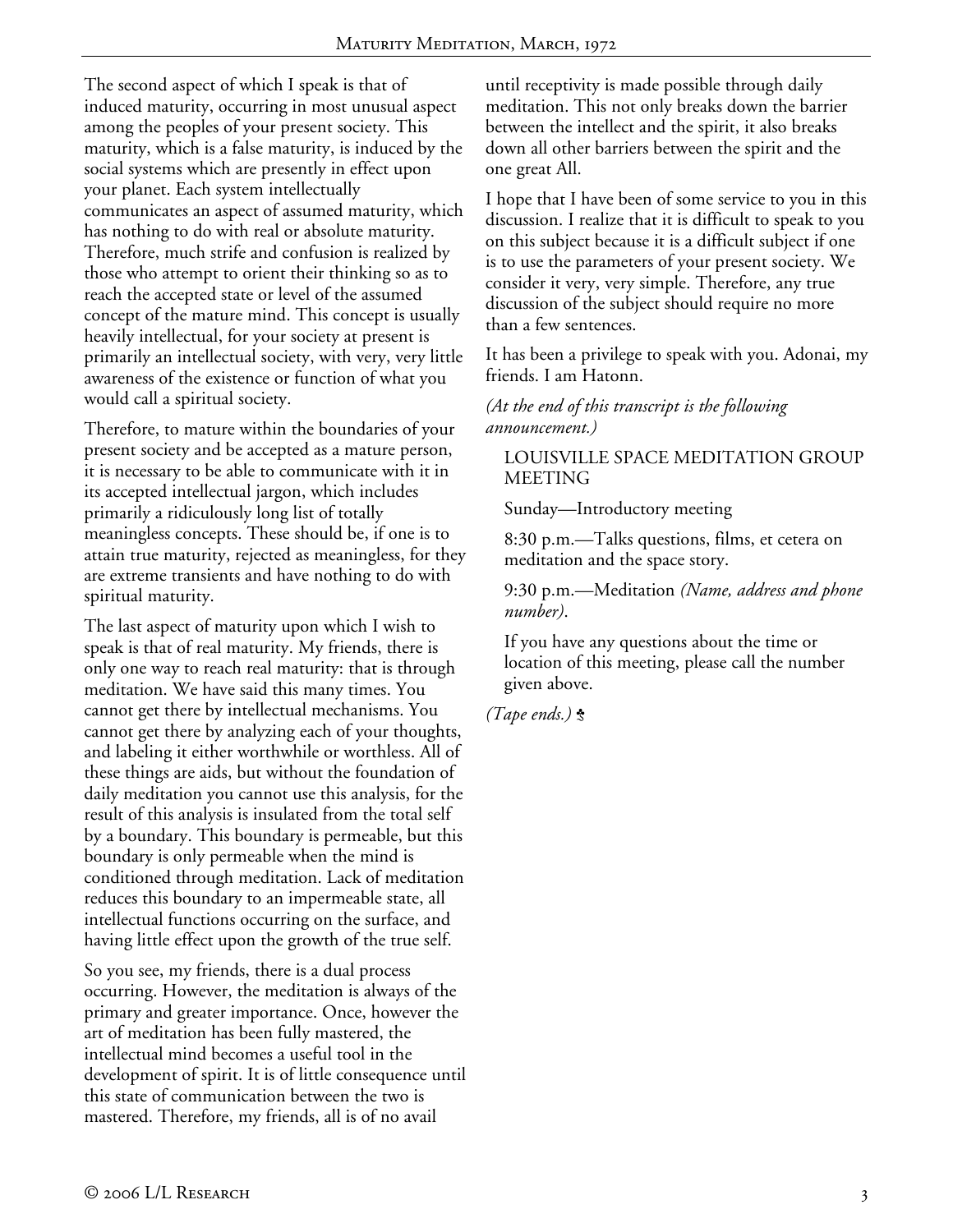The second aspect of which I speak is that of induced maturity, occurring in most unusual aspect among the peoples of your present society. This maturity, which is a false maturity, is induced by the social systems which are presently in effect upon your planet. Each system intellectually communicates an aspect of assumed maturity, which has nothing to do with real or absolute maturity. Therefore, much strife and confusion is realized by those who attempt to orient their thinking so as to reach the accepted state or level of the assumed concept of the mature mind. This concept is usually heavily intellectual, for your society at present is primarily an intellectual society, with very, very little awareness of the existence or function of what you would call a spiritual society.

Therefore, to mature within the boundaries of your present society and be accepted as a mature person, it is necessary to be able to communicate with it in its accepted intellectual jargon, which includes primarily a ridiculously long list of totally meaningless concepts. These should be, if one is to attain true maturity, rejected as meaningless, for they are extreme transients and have nothing to do with spiritual maturity.

The last aspect of maturity upon which I wish to speak is that of real maturity. My friends, there is only one way to reach real maturity: that is through meditation. We have said this many times. You cannot get there by intellectual mechanisms. You cannot get there by analyzing each of your thoughts, and labeling it either worthwhile or worthless. All of these things are aids, but without the foundation of daily meditation you cannot use this analysis, for the result of this analysis is insulated from the total self by a boundary. This boundary is permeable, but this boundary is only permeable when the mind is conditioned through meditation. Lack of meditation reduces this boundary to an impermeable state, all intellectual functions occurring on the surface, and having little effect upon the growth of the true self.

So you see, my friends, there is a dual process occurring. However, the meditation is always of the primary and greater importance. Once, however the art of meditation has been fully mastered, the intellectual mind becomes a useful tool in the development of spirit. It is of little consequence until this state of communication between the two is mastered. Therefore, my friends, all is of no avail until receptivity is made possible through daily meditation. This not only breaks down the barrier between the intellect and the spirit, it also breaks down all other barriers between the spirit and the one great All.

I hope that I have been of some service to you in this discussion. I realize that it is difficult to speak to you on this subject because it is a difficult subject if one is to use the parameters of your present society. We consider it very, very simple. Therefore, any true discussion of the subject should require no more than a few sentences.

It has been a privilege to speak with you. Adonai, my friends. I am Hatonn.

*(At the end of this transcript is the following announcement.)*

> LOUISVILLE SPACE MEDITATION GROUP MEETING
>
> Sunday—Introductory meeting
>
> 8:30 p.m.—Talks questions, films, et cetera on meditation and the space story.
>
> 9:30 p.m.—Meditation *(Name, address and phone number)*.
>
> If you have any questions about the time or location of this meeting, please call the number given above.

*(Tape ends.)*